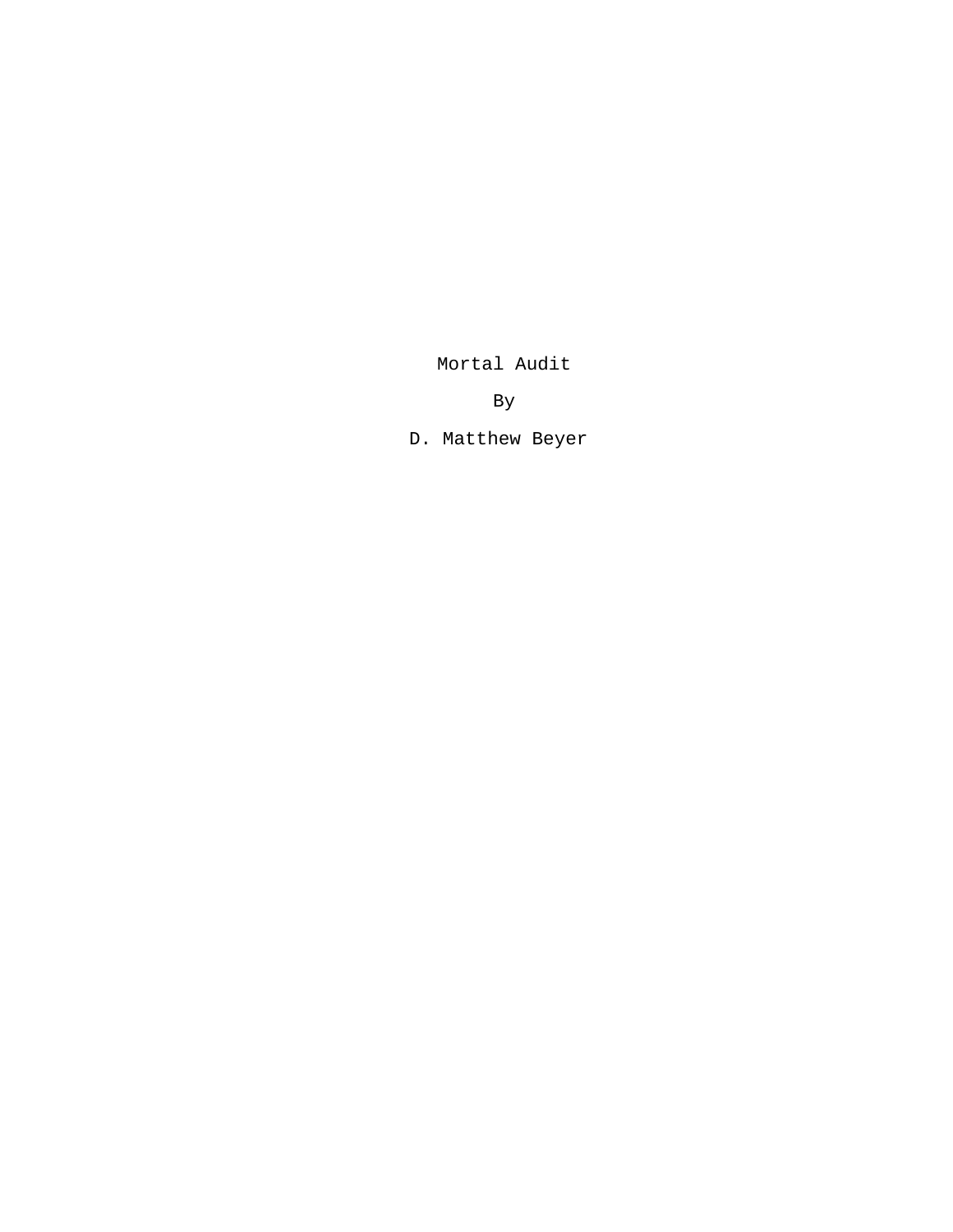Mortal Audit

By

D. Matthew Beyer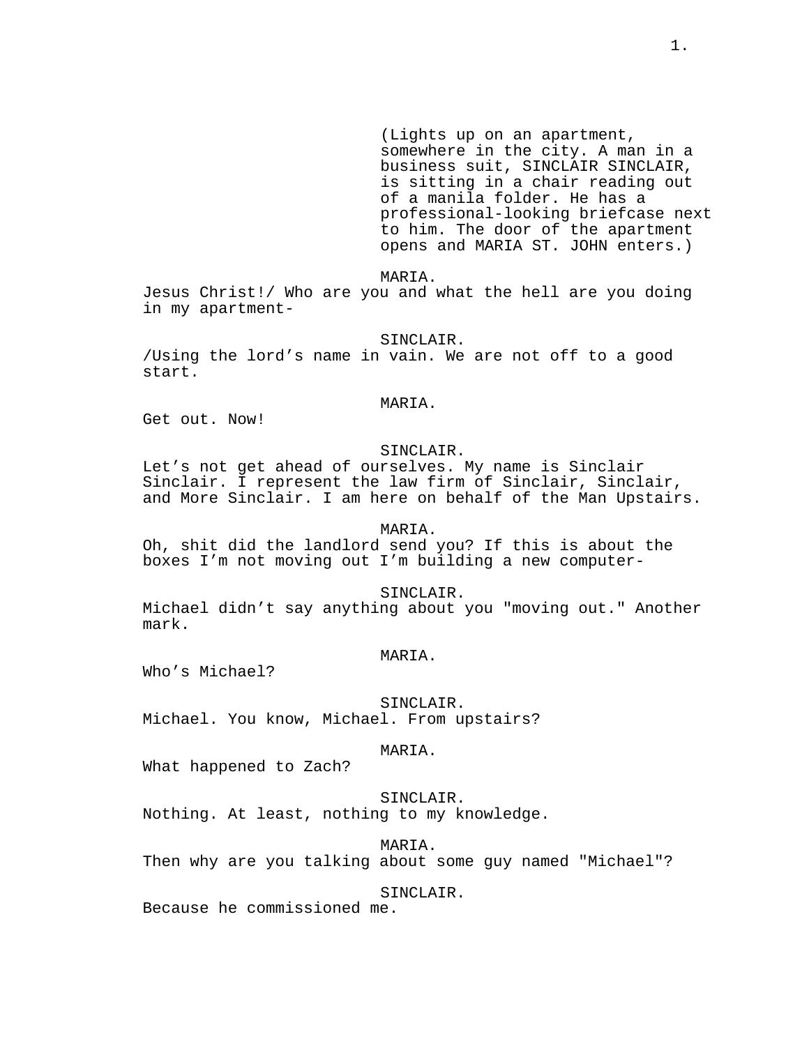(Lights up on an apartment, somewhere in the city. A man in a business suit, SINCLAIR SINCLAIR, is sitting in a chair reading out of a manila folder. He has a professional-looking briefcase next to him. The door of the apartment opens and MARIA ST. JOHN enters.)

MARIA.

Jesus Christ!/ Who are you and what the hell are you doing in my apartment-

SINCLAIR.

/Using the lord’s name in vain. We are not off to a good start.

MARIA.

Get out. Now!

SINCLAIR.

Let’s not get ahead of ourselves. My name is Sinclair Sinclair. I represent the law firm of Sinclair, Sinclair, and More Sinclair. I am here on behalf of the Man Upstairs.

MARIA.

Oh, shit did the landlord send you? If this is about the boxes I’m not moving out I’m building a new computer-

SINCLAIR.

Michael didn’t say anything about you "moving out." Another mark.

MARIA.

Who’s Michael?

SINCLAIR.

Michael. You know, Michael. From upstairs?

MARIA.

What happened to Zach?

SINCLAIR.

Nothing. At least, nothing to my knowledge.

MARIA.

Then why are you talking about some guy named "Michael"?

SINCLAIR.

Because he commissioned me.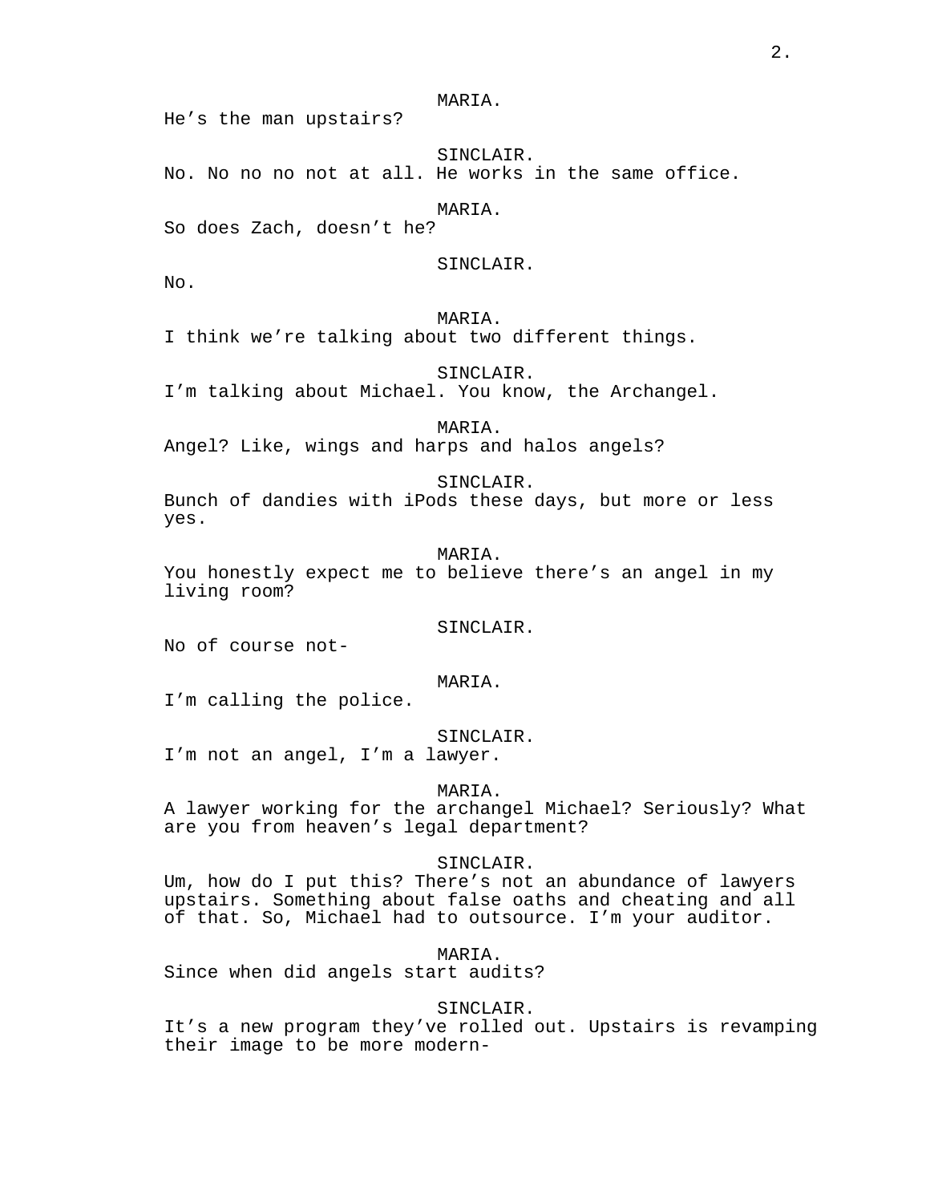MARIA.
He's the man upstairs?

SINCLAIR.
No. No no no not at all. He works in the same office.

MARIA.
So does Zach, doesn't he?

SINCLAIR.
No.

MARIA.
I think we're talking about two different things.

SINCLAIR.
I'm talking about Michael. You know, the Archangel.

MARIA.
Angel? Like, wings and harps and halos angels?

SINCLAIR.
Bunch of dandies with iPods these days, but more or less yes.

MARIA.
You honestly expect me to believe there's an angel in my living room?

SINCLAIR.
No of course not-

MARIA.
I'm calling the police.

SINCLAIR.
I'm not an angel, I'm a lawyer.

MARIA.
A lawyer working for the archangel Michael? Seriously? What are you from heaven's legal department?

SINCLAIR.
Um, how do I put this? There's not an abundance of lawyers upstairs. Something about false oaths and cheating and all of that. So, Michael had to outsource. I'm your auditor.

MARIA.
Since when did angels start audits?

SINCLAIR.
It's a new program they've rolled out. Upstairs is revamping their image to be more modern-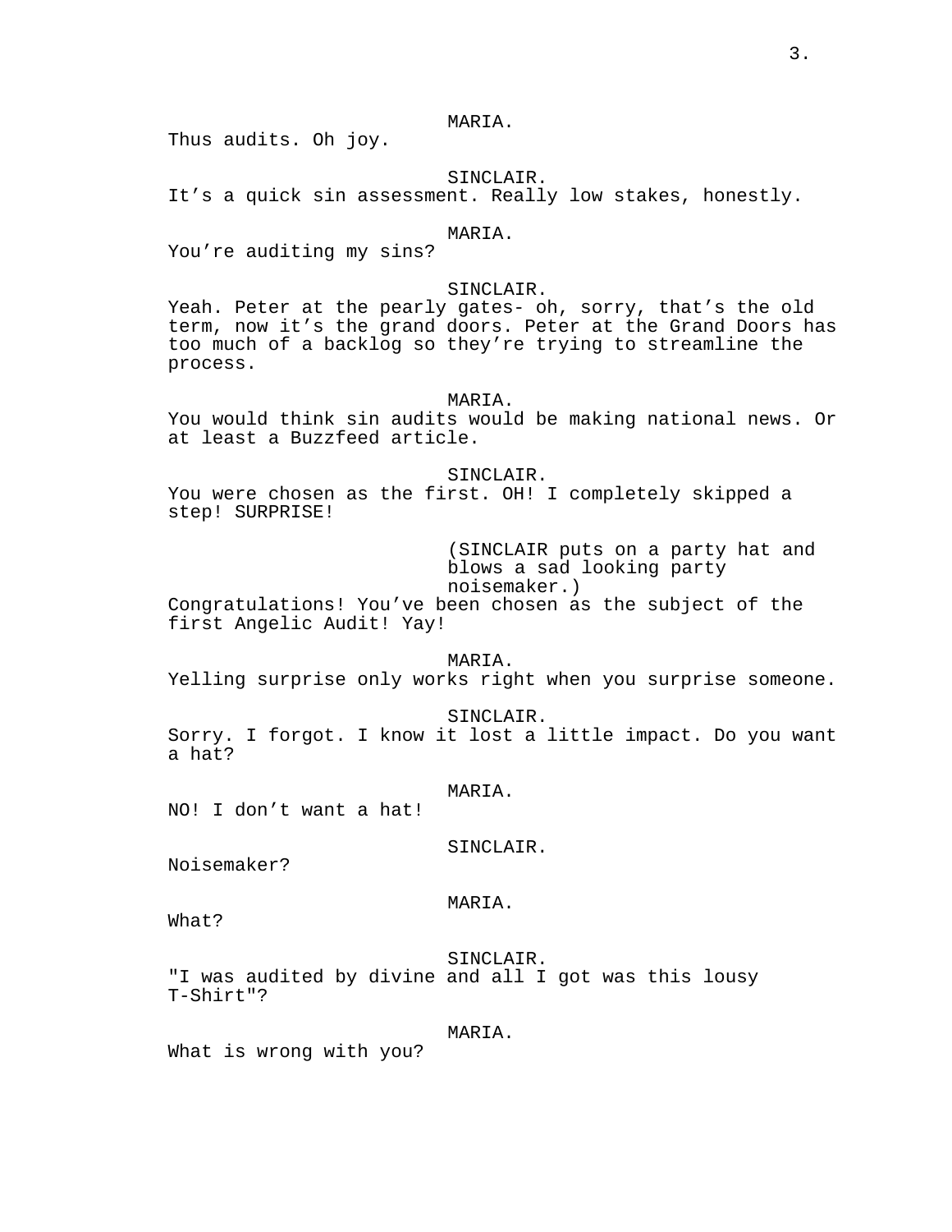MARIA.

Thus audits. Oh joy.

SINCLAIR.

It’s a quick sin assessment. Really low stakes, honestly.

MARIA.

You’re auditing my sins?

SINCLAIR.

Yeah. Peter at the pearly gates- oh, sorry, that’s the old term, now it’s the grand doors. Peter at the Grand Doors has too much of a backlog so they’re trying to streamline the process.

MARIA.

You would think sin audits would be making national news. Or at least a Buzzfeed article.

SINCLAIR.

You were chosen as the first. OH! I completely skipped a step! SURPRISE!

(SINCLAIR puts on a party hat and blows a sad looking party noisemaker.)

Congratulations! You’ve been chosen as the subject of the first Angelic Audit! Yay!

MARIA.

Yelling surprise only works right when you surprise someone.

SINCLAIR.

Sorry. I forgot. I know it lost a little impact. Do you want a hat?

MARIA.

NO! I don’t want a hat!

SINCLAIR.

Noisemaker?

MARIA.

What?

SINCLAIR.

"I was audited by divine and all I got was this lousy T-Shirt"?

MARIA.

What is wrong with you?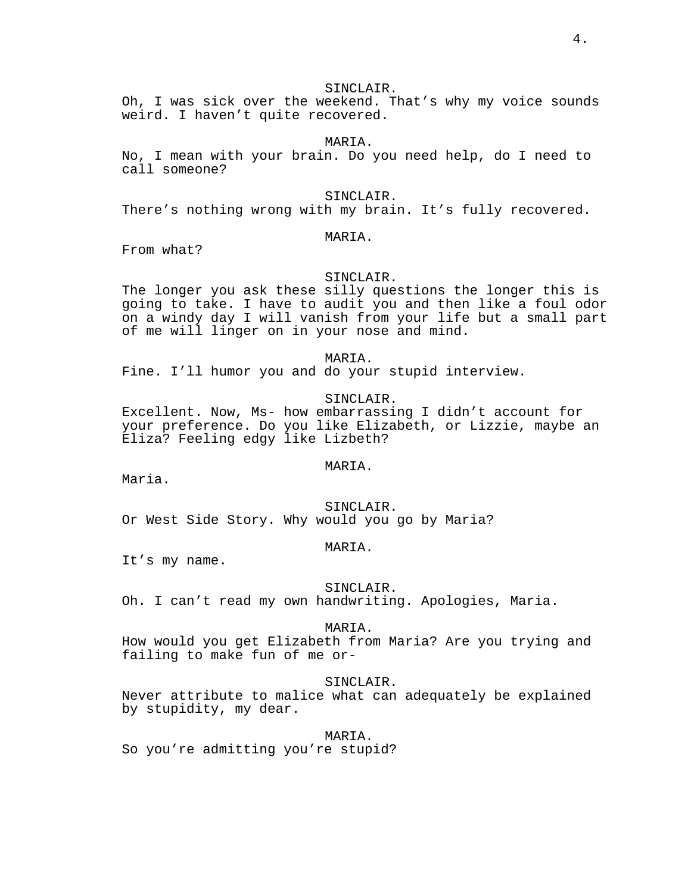SINCLAIR.

Oh, I was sick over the weekend. That's why my voice sounds weird. I haven't quite recovered.

MARIA.

No, I mean with your brain. Do you need help, do I need to call someone?

SINCLAIR.

There's nothing wrong with my brain. It's fully recovered.

MARIA.

From what?

SINCLAIR.

The longer you ask these silly questions the longer this is going to take. I have to audit you and then like a foul odor on a windy day I will vanish from your life but a small part of me will linger on in your nose and mind.

MARIA.

Fine. I'll humor you and do your stupid interview.

SINCLAIR.

Excellent. Now, Ms- how embarrassing I didn't account for your preference. Do you like Elizabeth, or Lizzie, maybe an Eliza? Feeling edgy like Lizbeth?

MARIA.

Maria.

SINCLAIR.

Or West Side Story. Why would you go by Maria?

MARIA.

It's my name.

SINCLAIR.

Oh. I can't read my own handwriting. Apologies, Maria.

MARIA.

How would you get Elizabeth from Maria? Are you trying and failing to make fun of me or-

SINCLAIR.

Never attribute to malice what can adequately be explained by stupidity, my dear.

MARIA.

So you're admitting you're stupid?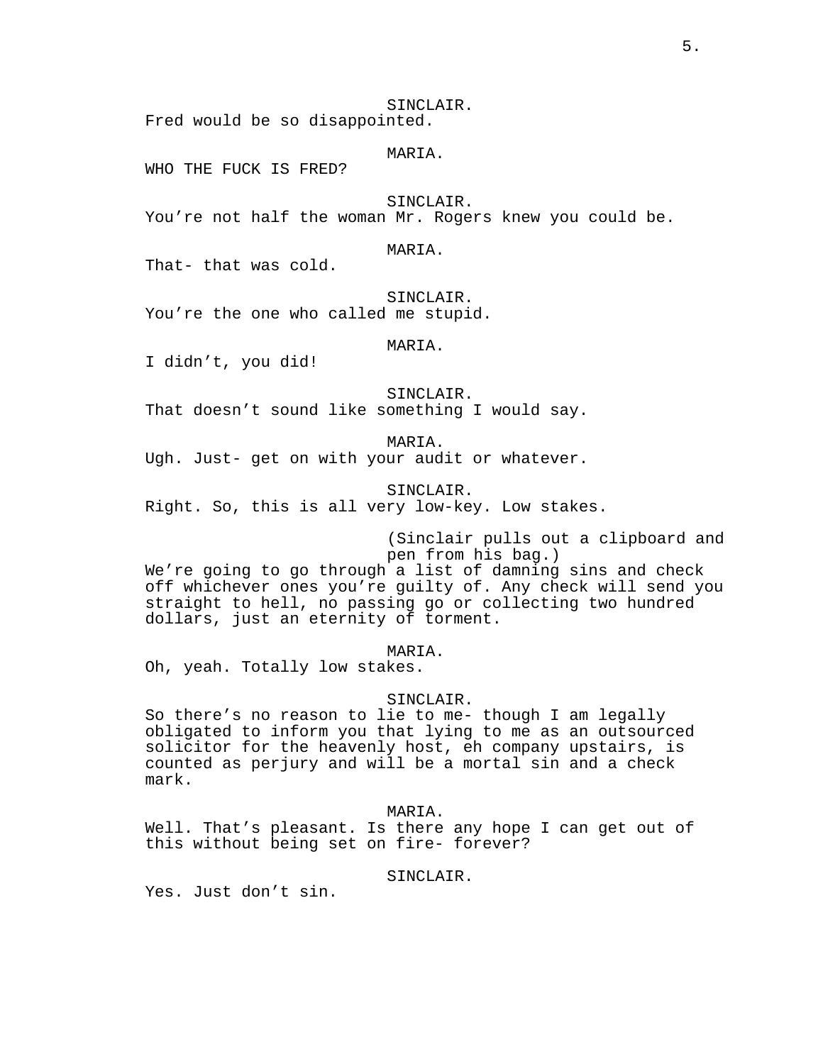SINCLAIR.
Fred would be so disappointed.

MARIA.
WHO THE FUCK IS FRED?

SINCLAIR.
You're not half the woman Mr. Rogers knew you could be.

MARIA.
That- that was cold.

SINCLAIR.
You're the one who called me stupid.

MARIA.
I didn't, you did!

SINCLAIR.
That doesn't sound like something I would say.

MARIA.
Ugh. Just- get on with your audit or whatever.

SINCLAIR.
Right. So, this is all very low-key. Low stakes.

(Sinclair pulls out a clipboard and pen from his bag.)

We're going to go through a list of damning sins and check off whichever ones you're guilty of. Any check will send you straight to hell, no passing go or collecting two hundred dollars, just an eternity of torment.

MARIA.
Oh, yeah. Totally low stakes.

SINCLAIR.
So there's no reason to lie to me- though I am legally obligated to inform you that lying to me as an outsourced solicitor for the heavenly host, eh company upstairs, is counted as perjury and will be a mortal sin and a check mark.

MARIA.
Well. That's pleasant. Is there any hope I can get out of this without being set on fire- forever?

SINCLAIR.
Yes. Just don't sin.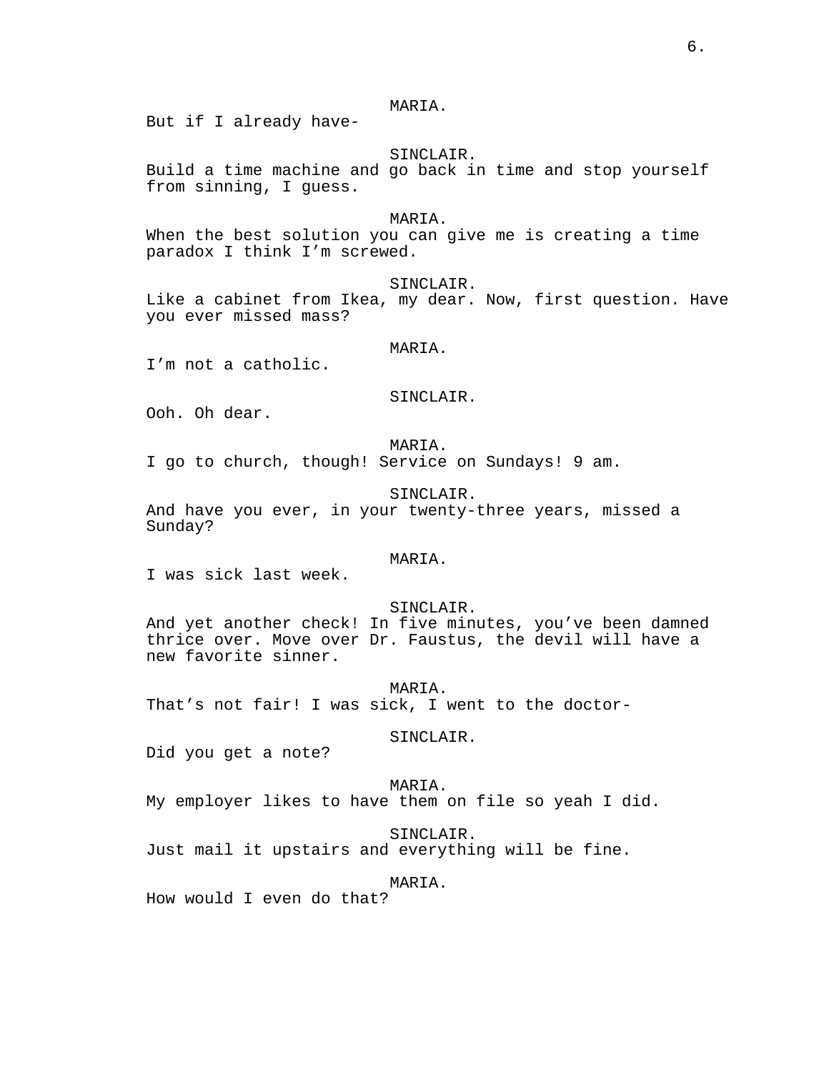MARIA.

But if I already have-

SINCLAIR.

Build a time machine and go back in time and stop yourself from sinning, I guess.

MARIA.

When the best solution you can give me is creating a time paradox I think I'm screwed.

SINCLAIR.

Like a cabinet from Ikea, my dear. Now, first question. Have you ever missed mass?

MARIA.

I'm not a catholic.

SINCLAIR.

Ooh. Oh dear.

MARIA.

I go to church, though! Service on Sundays! 9 am.

SINCLAIR.

And have you ever, in your twenty-three years, missed a Sunday?

MARIA.

I was sick last week.

SINCLAIR.

And yet another check! In five minutes, you've been damned thrice over. Move over Dr. Faustus, the devil will have a new favorite sinner.

MARIA.

That's not fair! I was sick, I went to the doctor-

SINCLAIR.

Did you get a note?

MARIA.

My employer likes to have them on file so yeah I did.

SINCLAIR.

Just mail it upstairs and everything will be fine.

MARIA.

How would I even do that?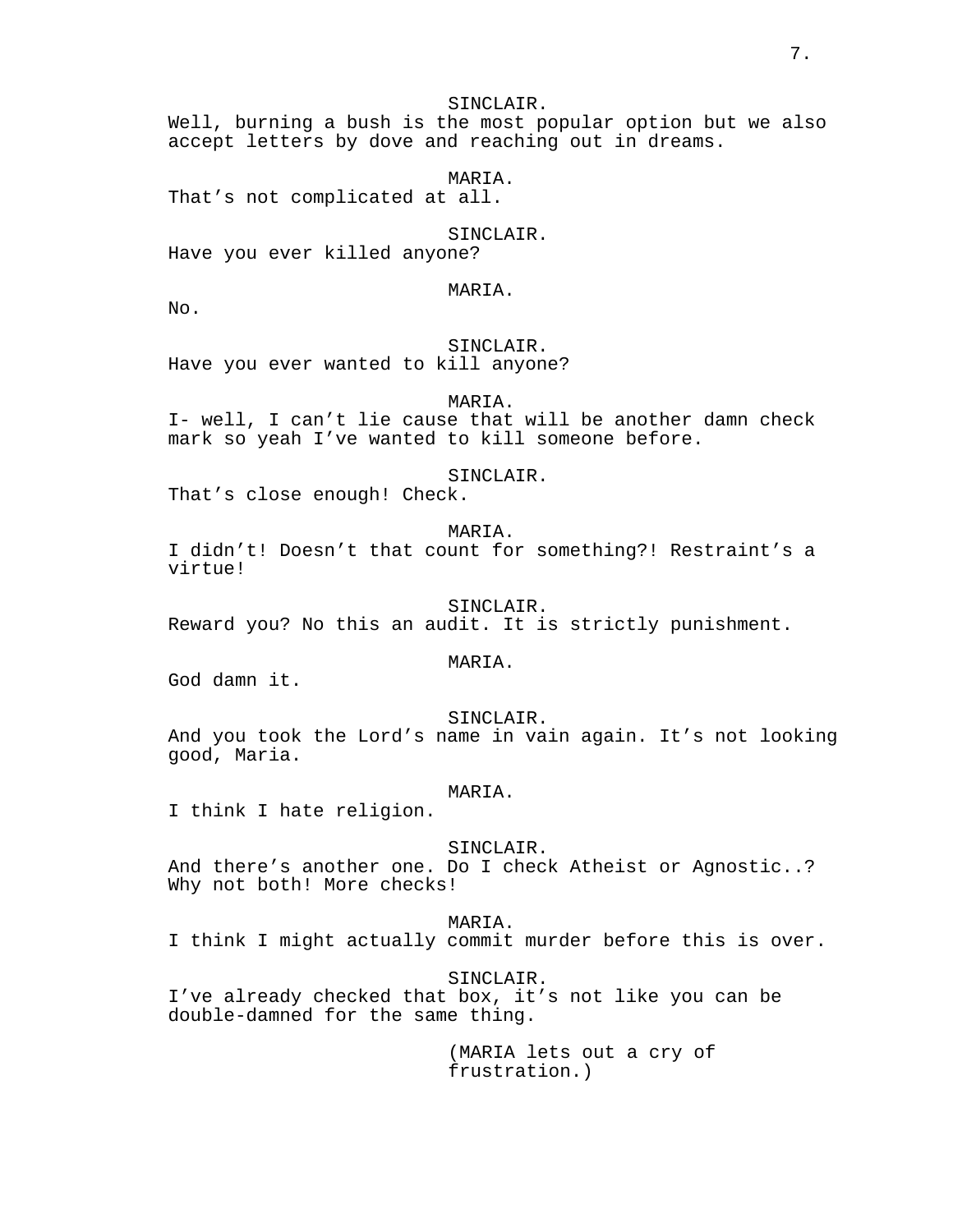SINCLAIR.
Well, burning a bush is the most popular option but we also accept letters by dove and reaching out in dreams.

MARIA.
That's not complicated at all.

SINCLAIR.
Have you ever killed anyone?

MARIA.
No.

SINCLAIR.
Have you ever wanted to kill anyone?

MARIA.
I- well, I can't lie cause that will be another damn check mark so yeah I've wanted to kill someone before.

SINCLAIR.
That's close enough! Check.

MARIA.
I didn't! Doesn't that count for something?! Restraint's a virtue!

SINCLAIR.
Reward you? No this an audit. It is strictly punishment.

MARIA.
God damn it.

SINCLAIR.
And you took the Lord's name in vain again. It's not looking good, Maria.

MARIA.
I think I hate religion.

SINCLAIR.
And there's another one. Do I check Atheist or Agnostic..? Why not both! More checks!

MARIA.
I think I might actually commit murder before this is over.

SINCLAIR.
I've already checked that box, it's not like you can be double-damned for the same thing.

(MARIA lets out a cry of frustration.)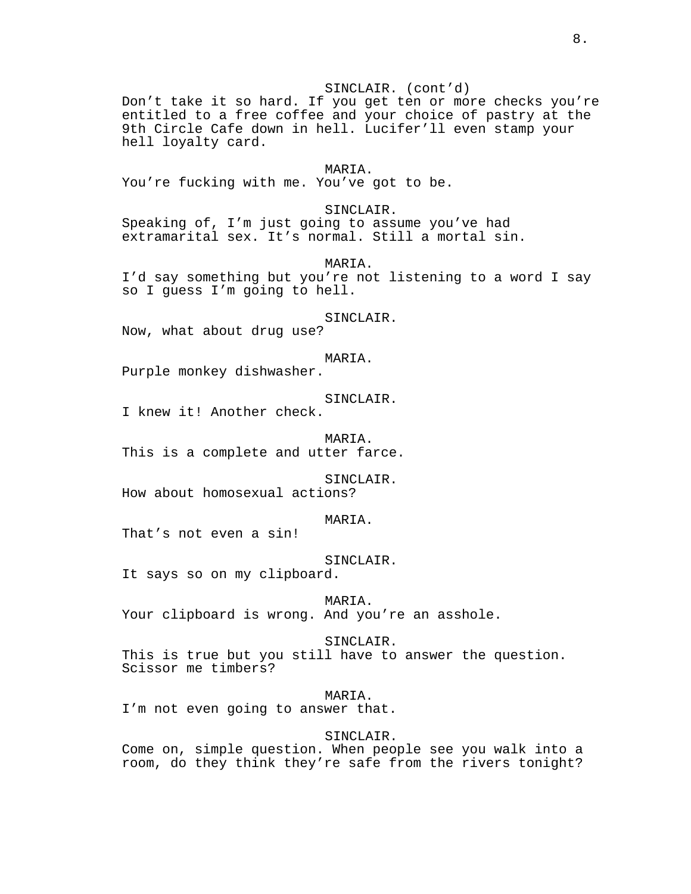SINCLAIR. (cont'd)

Don't take it so hard. If you get ten or more checks you're entitled to a free coffee and your choice of pastry at the 9th Circle Cafe down in hell. Lucifer'll even stamp your hell loyalty card.

MARIA.

You're fucking with me. You've got to be.

SINCLAIR.

Speaking of, I'm just going to assume you've had extramarital sex. It's normal. Still a mortal sin.

MARIA.

I'd say something but you're not listening to a word I say so I guess I'm going to hell.

SINCLAIR.

Now, what about drug use?

MARIA.

Purple monkey dishwasher.

SINCLAIR.

I knew it! Another check.

MARIA.

This is a complete and utter farce.

SINCLAIR.

How about homosexual actions?

MARIA.

That's not even a sin!

SINCLAIR.

It says so on my clipboard.

MARIA.

Your clipboard is wrong. And you're an asshole.

SINCLAIR.

This is true but you still have to answer the question. Scissor me timbers?

MARIA.

I'm not even going to answer that.

SINCLAIR.

Come on, simple question. When people see you walk into a room, do they think they're safe from the rivers tonight?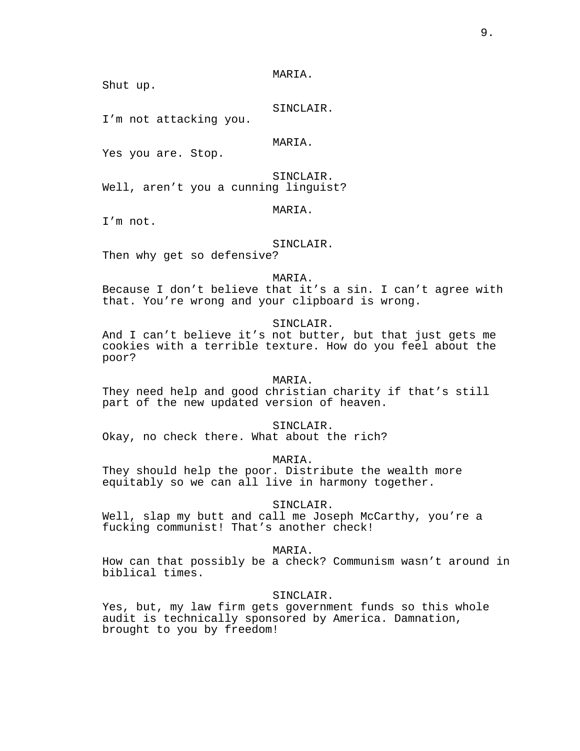MARIA.

Shut up.

SINCLAIR.

I'm not attacking you.

MARIA.

Yes you are. Stop.

SINCLAIR.

Well, aren't you a cunning linguist?

MARIA.

I'm not.

SINCLAIR.

Then why get so defensive?

MARIA.

Because I don't believe that it's a sin. I can't agree with that. You're wrong and your clipboard is wrong.

SINCLAIR.

And I can't believe it's not butter, but that just gets me cookies with a terrible texture. How do you feel about the poor?

MARIA.

They need help and good christian charity if that's still part of the new updated version of heaven.

SINCLAIR.

Okay, no check there. What about the rich?

MARIA.

They should help the poor. Distribute the wealth more equitably so we can all live in harmony together.

SINCLAIR.

Well, slap my butt and call me Joseph McCarthy, you're a fucking communist! That's another check!

MARIA.

How can that possibly be a check? Communism wasn't around in biblical times.

SINCLAIR.

Yes, but, my law firm gets government funds so this whole audit is technically sponsored by America. Damnation, brought to you by freedom!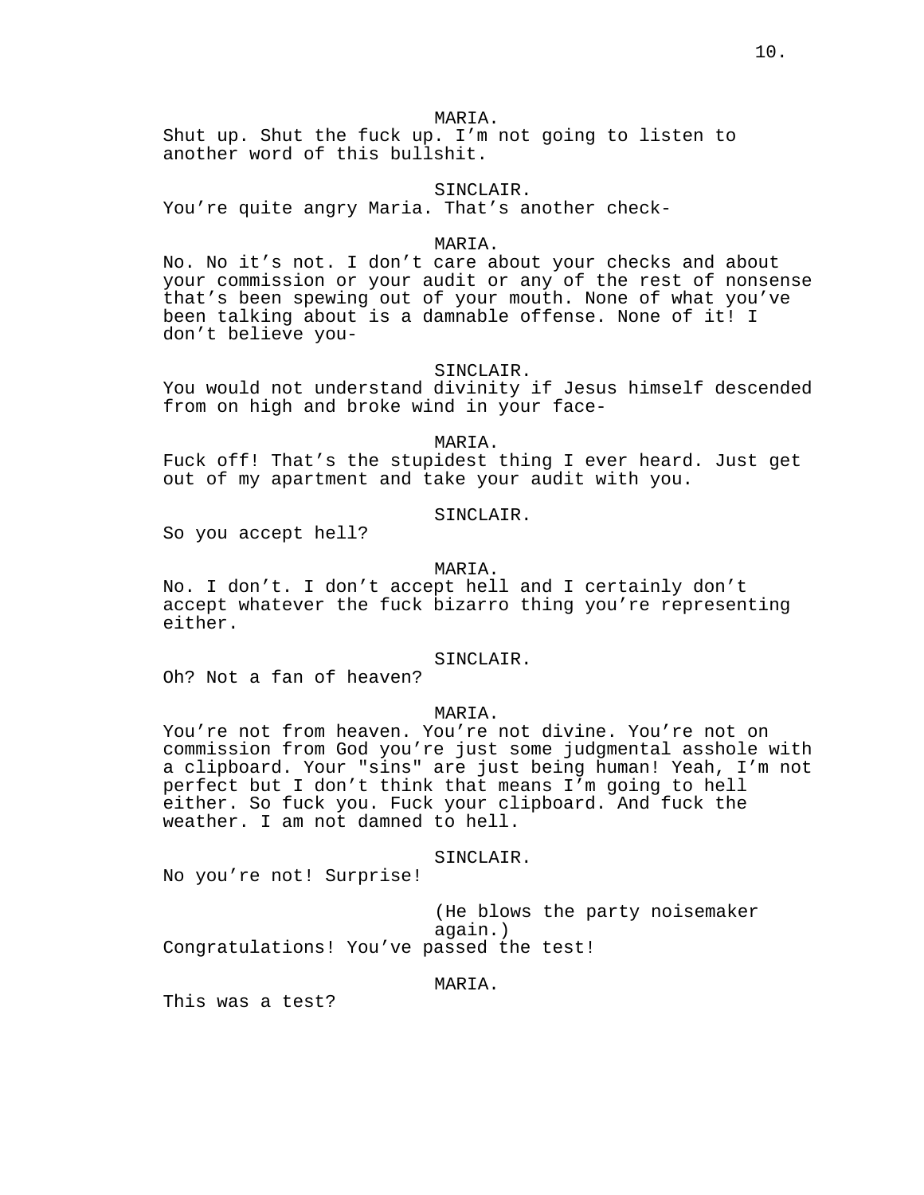MARIA.

Shut up. Shut the fuck up. I’m not going to listen to another word of this bullshit.

SINCLAIR.

You’re quite angry Maria. That’s another check-

MARIA.

No. No it’s not. I don’t care about your checks and about your commission or your audit or any of the rest of nonsense that’s been spewing out of your mouth. None of what you’ve been talking about is a damnable offense. None of it! I don’t believe you-

SINCLAIR.

You would not understand divinity if Jesus himself descended from on high and broke wind in your face-

MARIA.

Fuck off! That’s the stupidest thing I ever heard. Just get out of my apartment and take your audit with you.

SINCLAIR.

So you accept hell?

MARIA.

No. I don’t. I don’t accept hell and I certainly don’t accept whatever the fuck bizarro thing you’re representing either.

SINCLAIR.

Oh? Not a fan of heaven?

MARIA.

You’re not from heaven. You’re not divine. You’re not on commission from God you’re just some judgmental asshole with a clipboard. Your "sins" are just being human! Yeah, I’m not perfect but I don’t think that means I’m going to hell either. So fuck you. Fuck your clipboard. And fuck the weather. I am not damned to hell.

SINCLAIR.

No you’re not! Surprise!

(He blows the party noisemaker again.)

Congratulations! You’ve passed the test!

MARIA.

This was a test?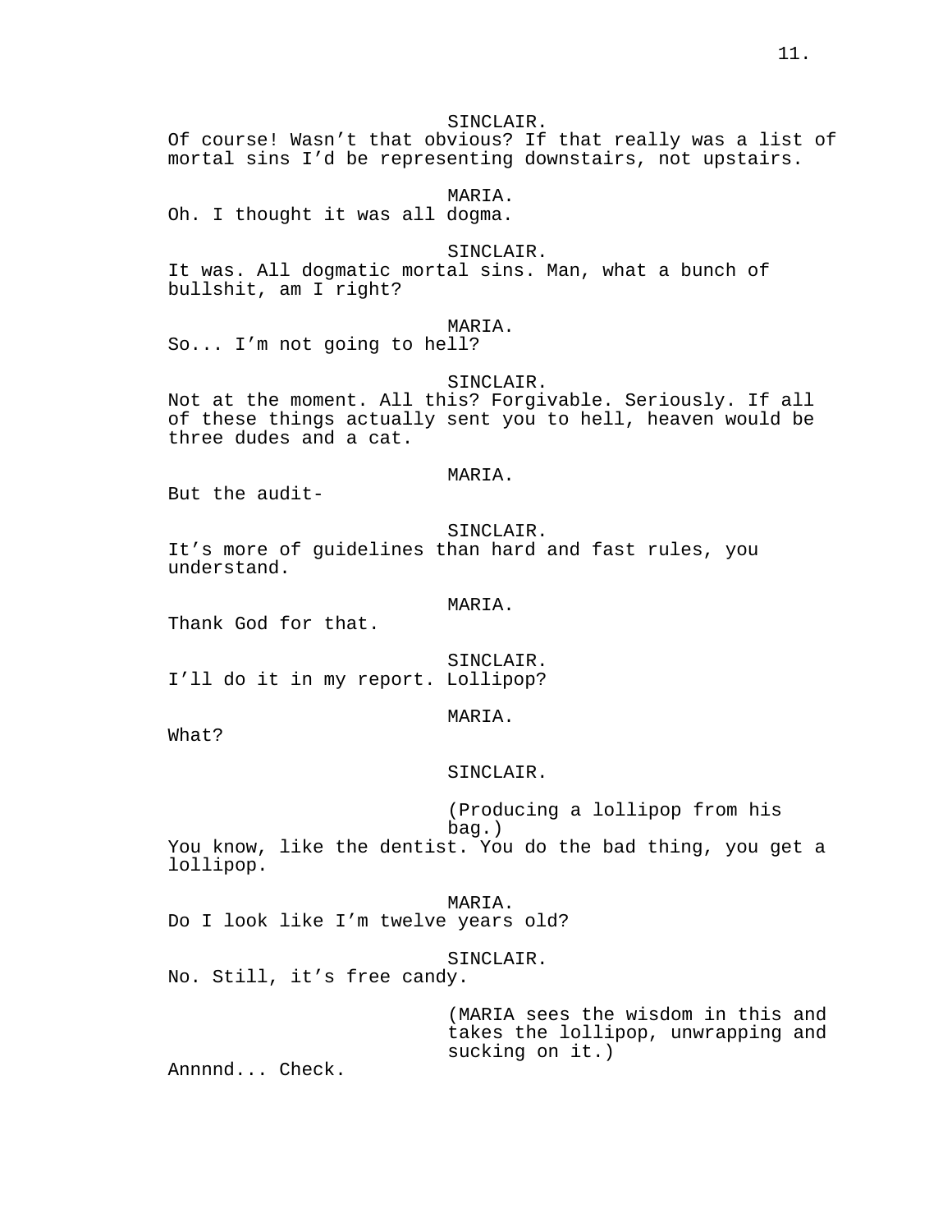SINCLAIR.

Of course! Wasn't that obvious? If that really was a list of mortal sins I'd be representing downstairs, not upstairs.

MARIA.

Oh. I thought it was all dogma.

SINCLAIR.

It was. All dogmatic mortal sins. Man, what a bunch of bullshit, am I right?

MARIA.

So... I'm not going to hell?

SINCLAIR.

Not at the moment. All this? Forgivable. Seriously. If all of these things actually sent you to hell, heaven would be three dudes and a cat.

MARIA.

But the audit-

SINCLAIR.

It's more of guidelines than hard and fast rules, you understand.

MARIA.

Thank God for that.

SINCLAIR.

I'll do it in my report. Lollipop?

MARIA.

What?

SINCLAIR.

(Producing a lollipop from his bag.)

You know, like the dentist. You do the bad thing, you get a lollipop.

MARIA.

Do I look like I'm twelve years old?

SINCLAIR.

No. Still, it's free candy.

(MARIA sees the wisdom in this and takes the lollipop, unwrapping and sucking on it.)

Annnnd... Check.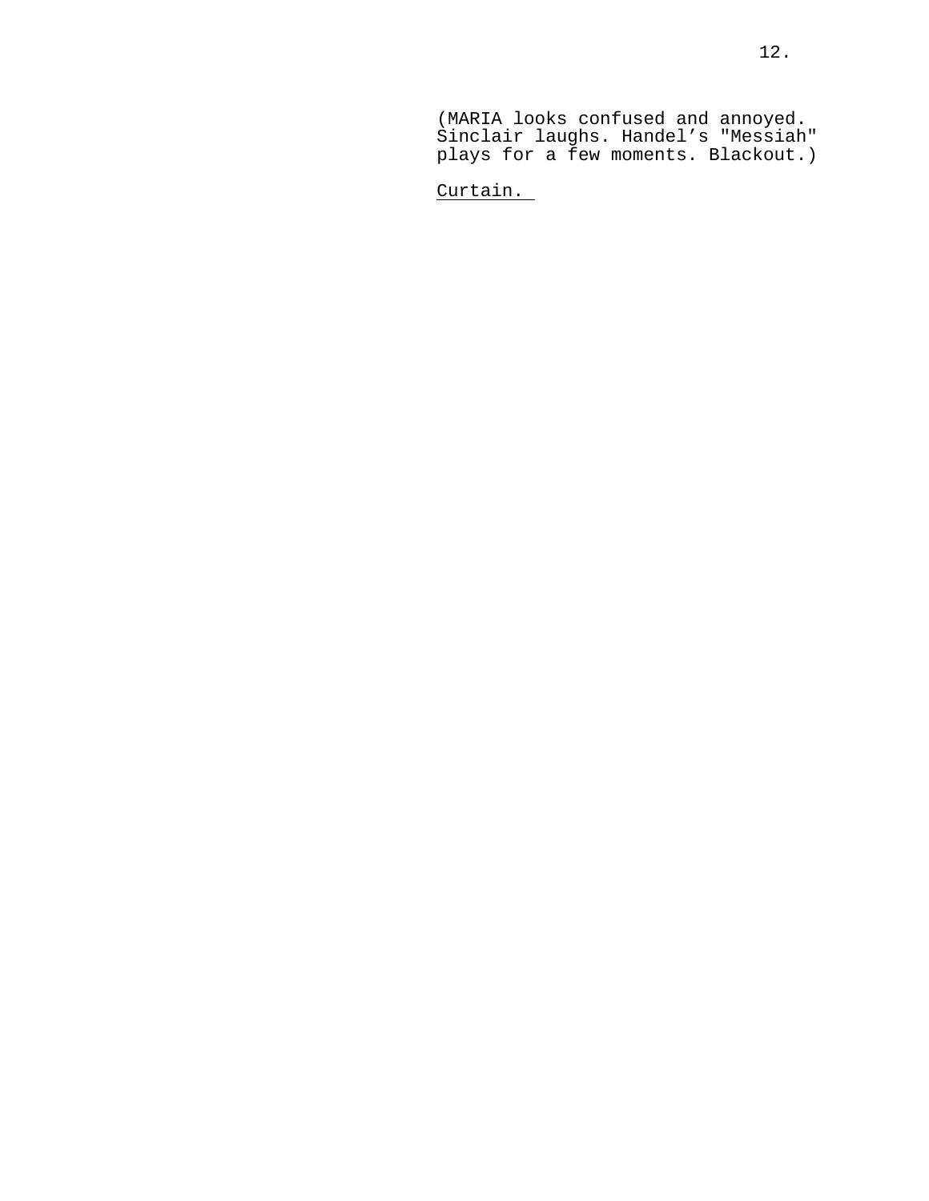(MARIA looks confused and annoyed. Sinclair laughs. Handel’s "Messiah" plays for a few moments. Blackout.)

Curtain.